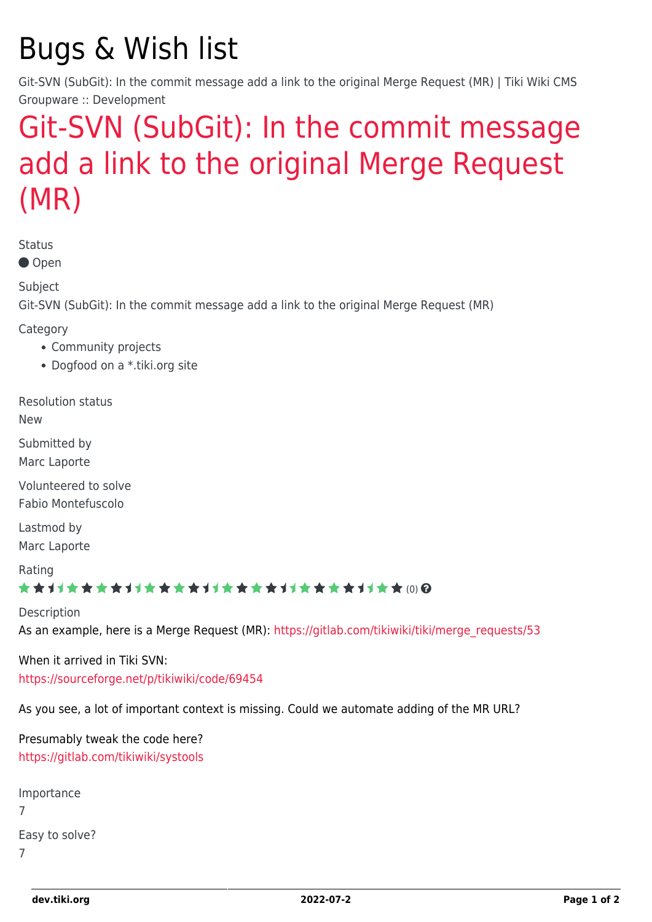# Bugs & Wish list

Git-SVN (SubGit): In the commit message add a link to the original Merge Request (MR) | Tiki Wiki CMS Groupware :: Development

## Git-SVN (SubGit): In the commit message add a link to the original Merge Request (MR)

Status

● Open

Subject

Git-SVN (SubGit): In the commit message add a link to the original Merge Request (MR)

Category

- Community projects
- Dogfood on a *.tiki.org site

Resolution status

New

Submitted by

Marc Laporte

Volunteered to solve

Fabio Montefuscolo

Lastmod by

Marc Laporte

Rating

(0)

Description

As an example, here is a Merge Request (MR): https://gitlab.com/tikiwiki/tiki/merge_requests/53

When it arrived in Tiki SVN:
https://sourceforge.net/p/tikiwiki/code/69454

As you see, a lot of important context is missing. Could we automate adding of the MR URL?

Presumably tweak the code here?
https://gitlab.com/tikiwiki/systools

Importance

7

Easy to solve?

7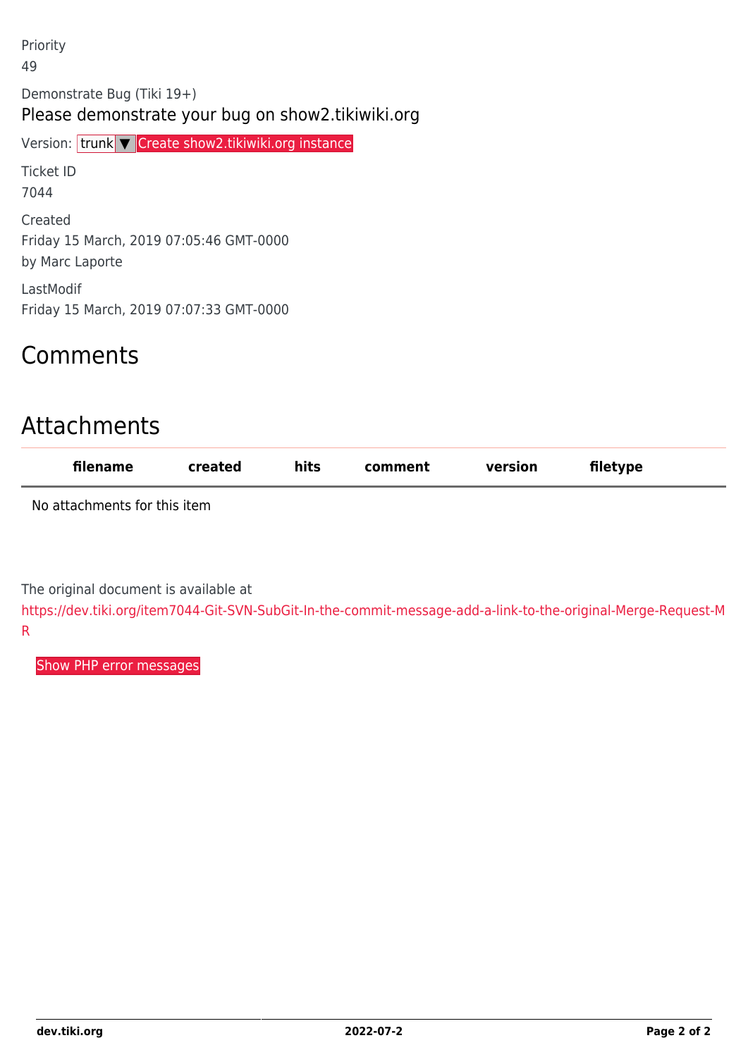Priority
49

Demonstrate Bug (Tiki 19+)
Please demonstrate your bug on show2.tikiwiki.org

Version: trunk ▼ Create show2.tikiwiki.org instance

Ticket ID
7044

Created
Friday 15 March, 2019 07:05:46 GMT-0000
by Marc Laporte

LastModif
Friday 15 March, 2019 07:07:33 GMT-0000

# Comments

# Attachments

| filename | created | hits | comment | version | filetype |
|---|---|---|---|---|---|
| No attachments for this item | | | | | |

The original document is available at
https://dev.tiki.org/item7044-Git-SVN-SubGit-In-the-commit-message-add-a-link-to-the-original-Merge-Request-MR

Show PHP error messages